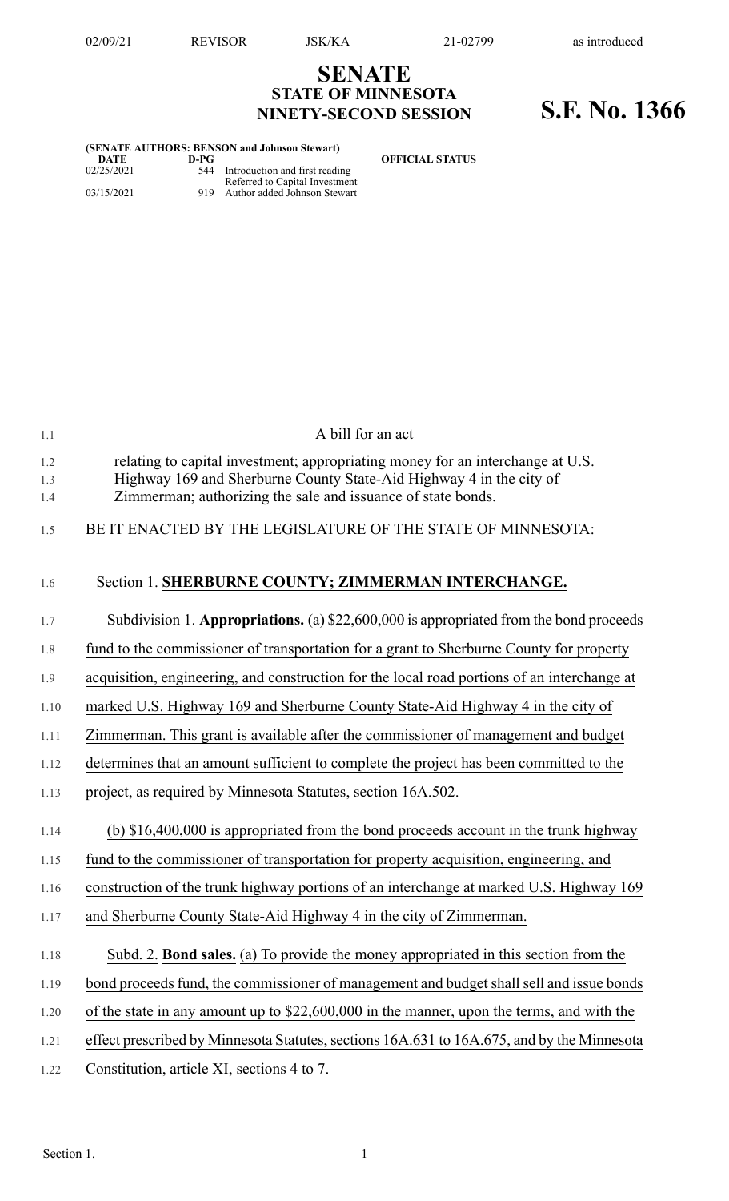02/09/21 REVISOR JSK/KA 21-02799 as introduced

# SENATE
## STATE OF MINNESOTA
## NINETY-SECOND SESSION

# S.F. No. 1366

**(SENATE AUTHORS: BENSON and Johnson Stewart)**

| DATE | D-PG | OFFICIAL STATUS |
|---|---|---|
| 02/25/2021 | 544 | Introduction and first reading<br>Referred to Capital Investment |
| 03/15/2021 | 919 | Author added Johnson Stewart |

A bill for an act

relating to capital investment; appropriating money for an interchange at U.S. Highway 169 and Sherburne County State-Aid Highway 4 in the city of Zimmerman; authorizing the sale and issuance of state bonds.

BE IT ENACTED BY THE LEGISLATURE OF THE STATE OF MINNESOTA:

Section 1. **SHERBURNE COUNTY; ZIMMERMAN INTERCHANGE.**

Subdivision 1. **Appropriations.** (a) $22,600,000 is appropriated from the bond proceeds fund to the commissioner of transportation for a grant to Sherburne County for property acquisition, engineering, and construction for the local road portions of an interchange at marked U.S. Highway 169 and Sherburne County State-Aid Highway 4 in the city of Zimmerman. This grant is available after the commissioner of management and budget determines that an amount sufficient to complete the project has been committed to the project, as required by Minnesota Statutes, section 16A.502.

(b) $16,400,000 is appropriated from the bond proceeds account in the trunk highway fund to the commissioner of transportation for property acquisition, engineering, and construction of the trunk highway portions of an interchange at marked U.S. Highway 169 and Sherburne County State-Aid Highway 4 in the city of Zimmerman.

Subd. 2. **Bond sales.** (a) To provide the money appropriated in this section from the bond proceeds fund, the commissioner of management and budget shall sell and issue bonds of the state in any amount up to $22,600,000 in the manner, upon the terms, and with the effect prescribed by Minnesota Statutes, sections 16A.631 to 16A.675, and by the Minnesota Constitution, article XI, sections 4 to 7.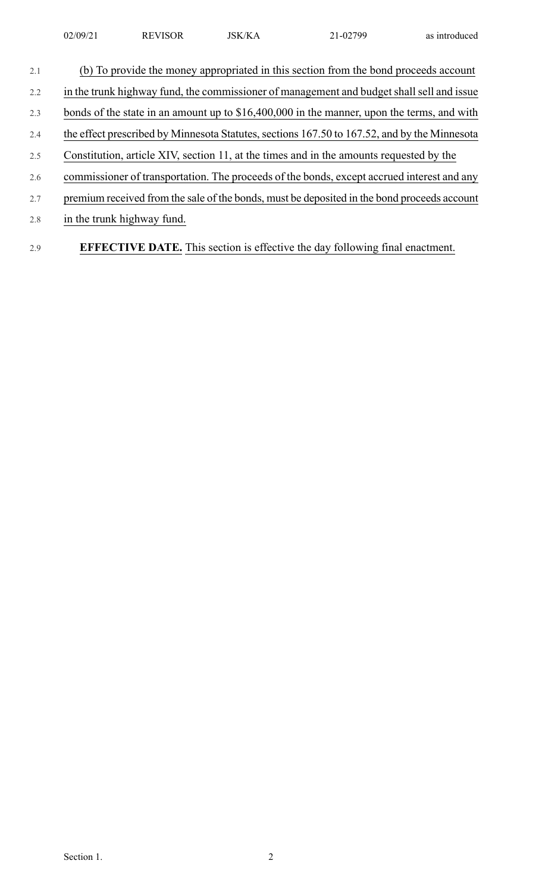(b) To provide the money appropriated in this section from the bond proceeds account in the trunk highway fund, the commissioner of management and budget shall sell and issue bonds of the state in an amount up to $16,400,000 in the manner, upon the terms, and with the effect prescribed by Minnesota Statutes, sections 167.50 to 167.52, and by the Minnesota Constitution, article XIV, section 11, at the times and in the amounts requested by the commissioner of transportation. The proceeds of the bonds, except accrued interest and any premium received from the sale of the bonds, must be deposited in the bond proceeds account in the trunk highway fund.

**EFFECTIVE DATE.** This section is effective the day following final enactment.